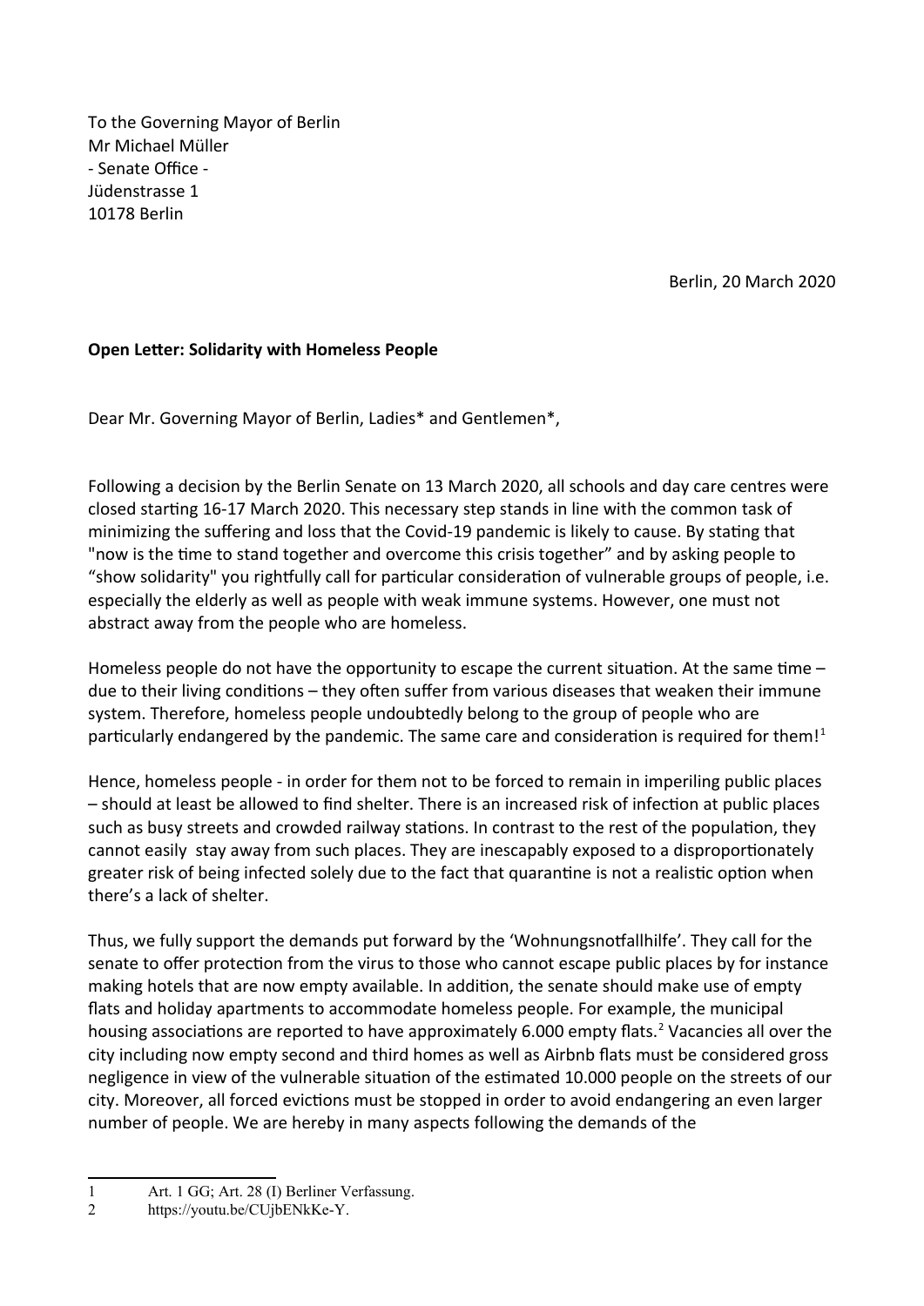To the Governing Mayor of Berlin
Mr Michael Müller
- Senate Office -
Jüdenstrasse 1
10178 Berlin

Berlin, 20 March 2020

**Open Letter: Solidarity with Homeless People**

Dear Mr. Governing Mayor of Berlin, Ladies* and Gentlemen*,

Following a decision by the Berlin Senate on 13 March 2020, all schools and day care centres were closed starting 16-17 March 2020. This necessary step stands in line with the common task of minimizing the suffering and loss that the Covid-19 pandemic is likely to cause. By stating that "now is the time to stand together and overcome this crisis together" and by asking people to "show solidarity" you rightfully call for particular consideration of vulnerable groups of people, i.e. especially the elderly as well as people with weak immune systems. However, one must not abstract away from the people who are homeless.

Homeless people do not have the opportunity to escape the current situation. At the same time – due to their living conditions – they often suffer from various diseases that weaken their immune system. Therefore, homeless people undoubtedly belong to the group of people who are particularly endangered by the pandemic. The same care and consideration is required for them![1]

Hence, homeless people - in order for them not to be forced to remain in imperiling public places – should at least be allowed to find shelter. There is an increased risk of infection at public places such as busy streets and crowded railway stations. In contrast to the rest of the population, they cannot easily stay away from such places. They are inescapably exposed to a disproportionately greater risk of being infected solely due to the fact that quarantine is not a realistic option when there's a lack of shelter.

Thus, we fully support the demands put forward by the 'Wohnungsnotfallhilfe'. They call for the senate to offer protection from the virus to those who cannot escape public places by for instance making hotels that are now empty available. In addition, the senate should make use of empty flats and holiday apartments to accommodate homeless people. For example, the municipal housing associations are reported to have approximately 6.000 empty flats.[2] Vacancies all over the city including now empty second and third homes as well as Airbnb flats must be considered gross negligence in view of the vulnerable situation of the estimated 10.000 people on the streets of our city. Moreover, all forced evictions must be stopped in order to avoid endangering an even larger number of people. We are hereby in many aspects following the demands of the

---

1 Art. 1 GG; Art. 28 (I) Berliner Verfassung.

2 https://youtu.be/CUjbENkKe-Y.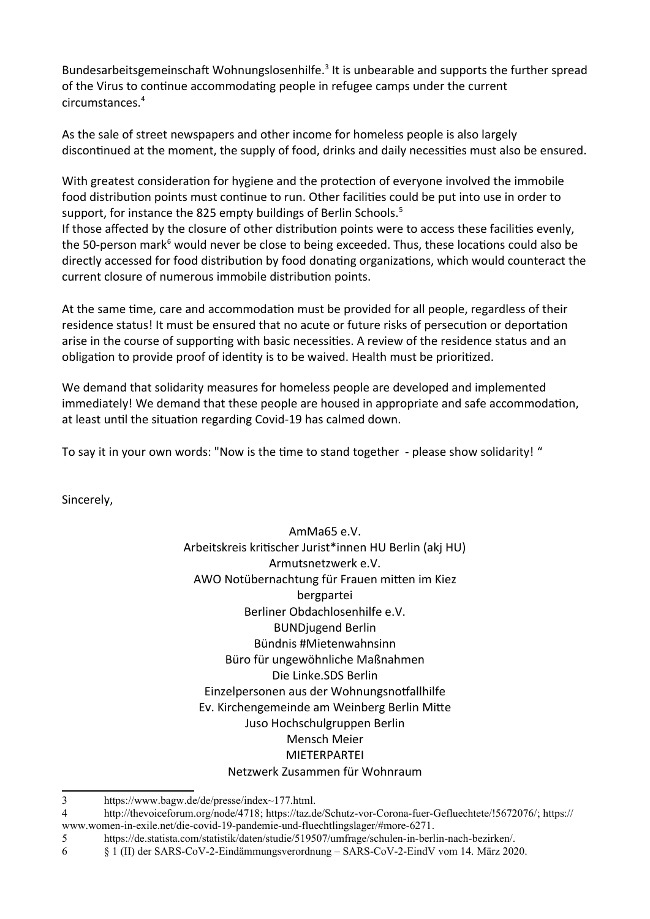Bundesarbeitsgemeinschaft Wohnungslosenhilfe.[3] It is unbearable and supports the further spread of the Virus to continue accommodating people in refugee camps under the current circumstances.[4]

As the sale of street newspapers and other income for homeless people is also largely discontinued at the moment, the supply of food, drinks and daily necessities must also be ensured.

With greatest consideration for hygiene and the protection of everyone involved the immobile food distribution points must continue to run. Other facilities could be put into use in order to support, for instance the 825 empty buildings of Berlin Schools.[5]
If those affected by the closure of other distribution points were to access these facilities evenly, the 50-person mark[6] would never be close to being exceeded. Thus, these locations could also be directly accessed for food distribution by food donating organizations, which would counteract the current closure of numerous immobile distribution points.

At the same time, care and accommodation must be provided for all people, regardless of their residence status! It must be ensured that no acute or future risks of persecution or deportation arise in the course of supporting with basic necessities. A review of the residence status and an obligation to provide proof of identity is to be waived. Health must be prioritized.

We demand that solidarity measures for homeless people are developed and implemented immediately! We demand that these people are housed in appropriate and safe accommodation, at least until the situation regarding Covid-19 has calmed down.

To say it in your own words: "Now is the time to stand together - please show solidarity! "

Sincerely,

AmMa65 e.V.
Arbeitskreis kritischer Jurist*innen HU Berlin (akj HU)
Armutsnetzwerk e.V.
AWO Notübernachtung für Frauen mitten im Kiez
bergpartei
Berliner Obdachlosenhilfe e.V.
BUNDjugend Berlin
Bündnis #Mietenwahnsinn
Büro für ungewöhnliche Maßnahmen
Die Linke.SDS Berlin
Einzelpersonen aus der Wohnungsnotfallhilfe
Ev. Kirchengemeinde am Weinberg Berlin Mitte
Juso Hochschulgruppen Berlin
Mensch Meier
MIETERPARTEI
Netzwerk Zusammen für Wohnraum

---

3 https://www.bagw.de/de/presse/index~177.html.

4 http://thevoiceforum.org/node/4718; https://taz.de/Schutz-vor-Corona-fuer-Gefluechtete/!5672076/; https://www.women-in-exile.net/die-covid-19-pandemie-und-fluechtlingslager/#more-6271.

5 https://de.statista.com/statistik/daten/studie/519507/umfrage/schulen-in-berlin-nach-bezirken/.

6 § 1 (II) der SARS-CoV-2-Eindämmungsverordnung – SARS-CoV-2-EindV vom 14. März 2020.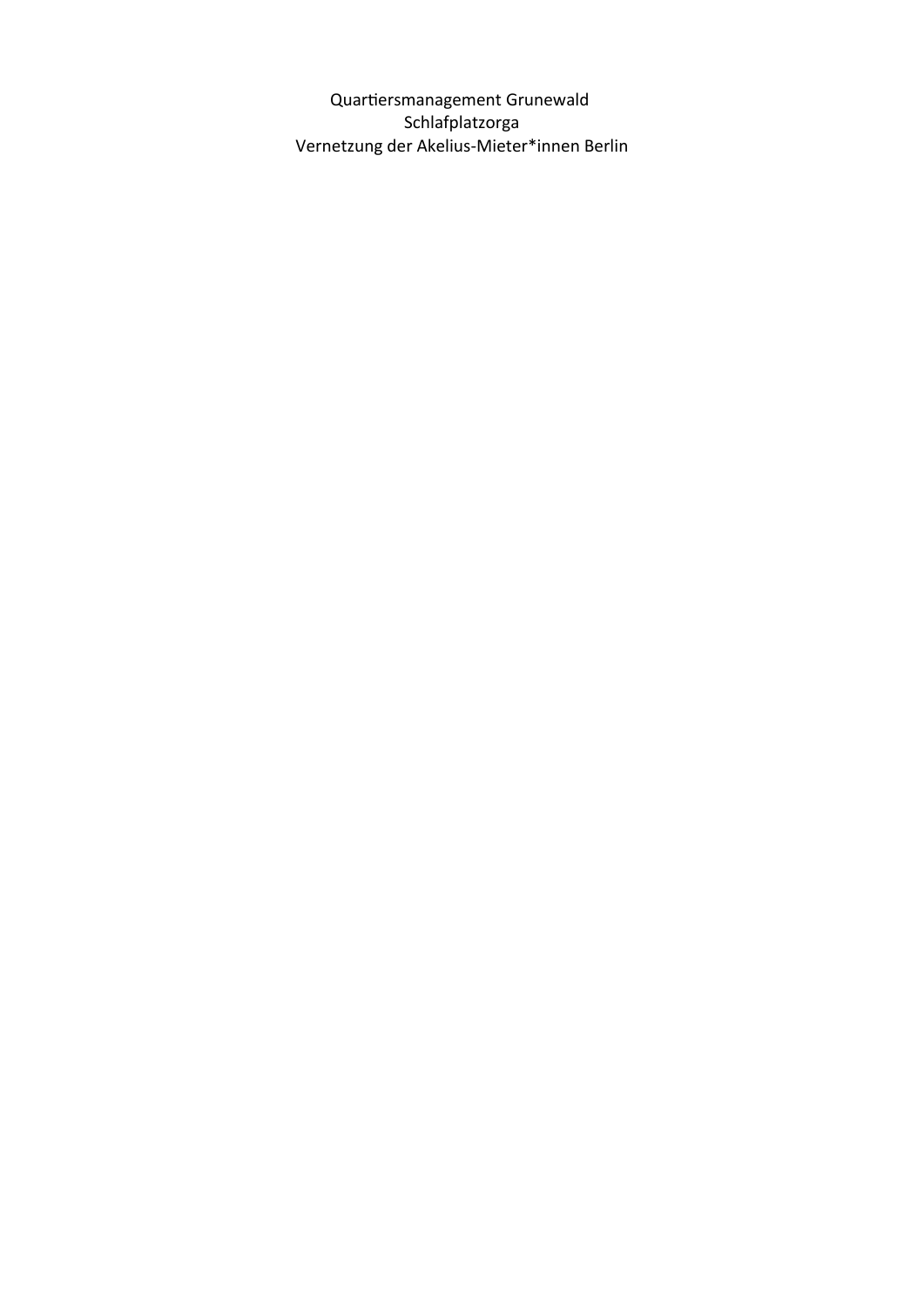Quartiersmanagement Grunewald
Schlafplatzorga
Vernetzung der Akelius-Mieter*innen Berlin